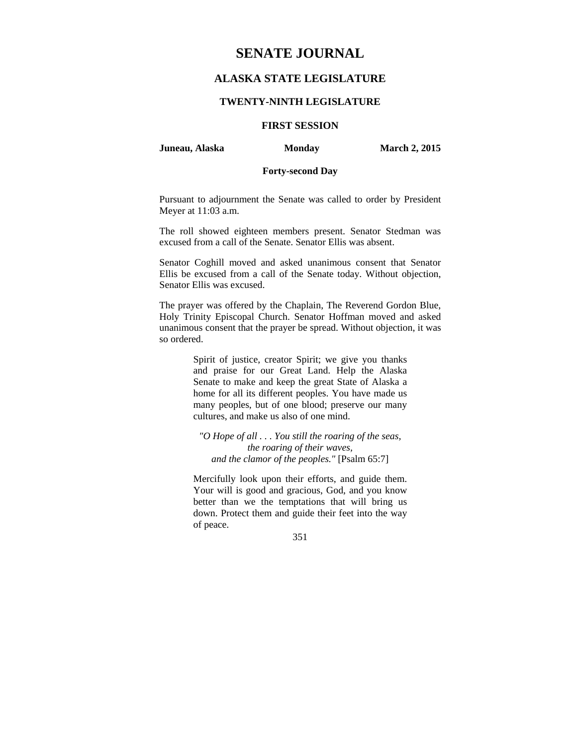# SENATE JOURNAL

## ALASKA STATE LEGISLATURE

### TWENTY-NINTH LEGISLATURE

### FIRST SESSION

**Juneau, Alaska** **Monday** **March 2, 2015**

**Forty-second Day**

Pursuant to adjournment the Senate was called to order by President Meyer at 11:03 a.m.

The roll showed eighteen members present. Senator Stedman was excused from a call of the Senate. Senator Ellis was absent.

Senator Coghill moved and asked unanimous consent that Senator Ellis be excused from a call of the Senate today. Without objection, Senator Ellis was excused.

The prayer was offered by the Chaplain, The Reverend Gordon Blue, Holy Trinity Episcopal Church. Senator Hoffman moved and asked unanimous consent that the prayer be spread. Without objection, it was so ordered.

> Spirit of justice, creator Spirit; we give you thanks and praise for our Great Land. Help the Alaska Senate to make and keep the great State of Alaska a home for all its different peoples. You have made us many peoples, but of one blood; preserve our many cultures, and make us also of one mind.
>
> *"O Hope of all . . . You still the roaring of the seas, the roaring of their waves, and the clamor of the peoples."* [Psalm 65:7]
>
> Mercifully look upon their efforts, and guide them. Your will is good and gracious, God, and you know better than we the temptations that will bring us down. Protect them and guide their feet into the way of peace.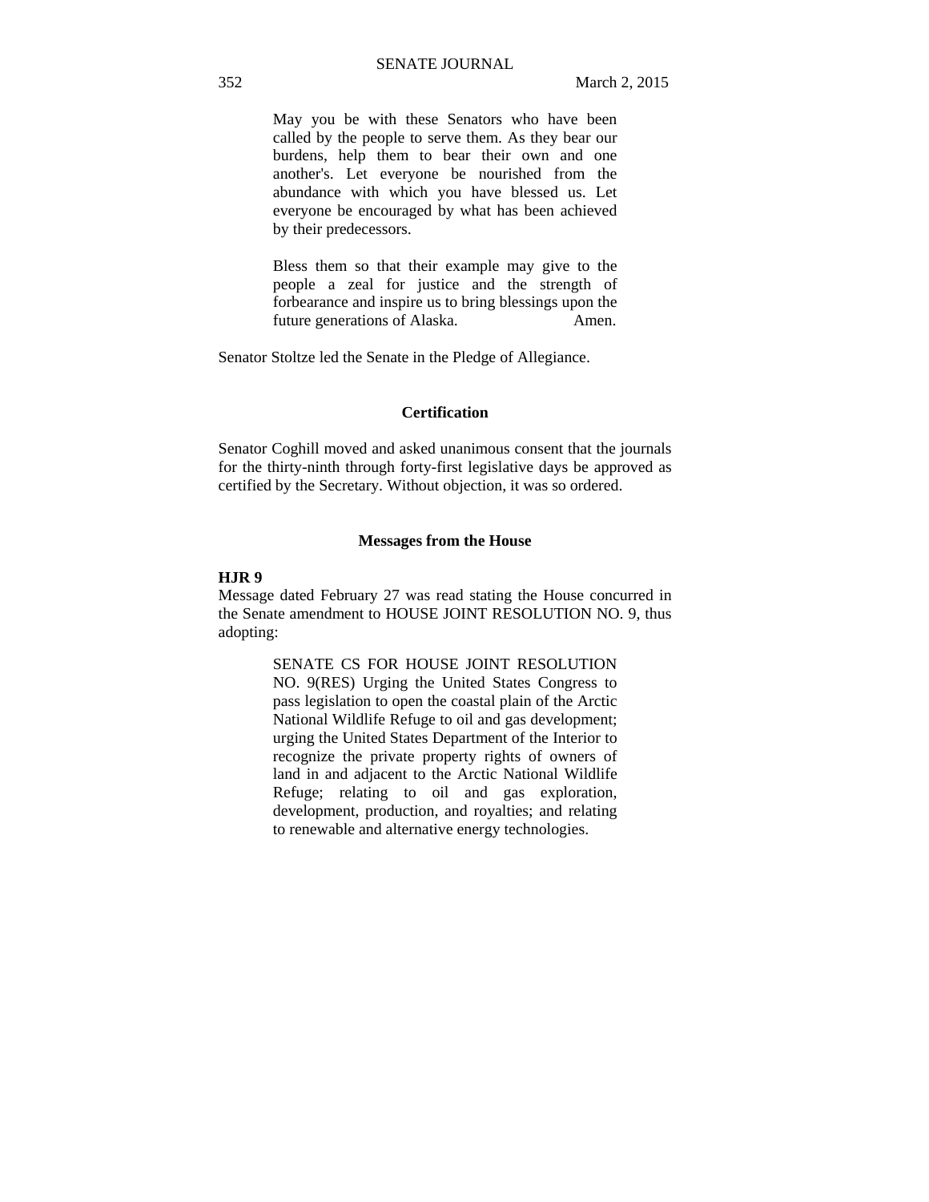May you be with these Senators who have been called by the people to serve them. As they bear our burdens, help them to bear their own and one another's. Let everyone be nourished from the abundance with which you have blessed us. Let everyone be encouraged by what has been achieved by their predecessors.

Bless them so that their example may give to the people a zeal for justice and the strength of forbearance and inspire us to bring blessings upon the future generations of Alaska. Amen.

Senator Stoltze led the Senate in the Pledge of Allegiance.

## Certification

Senator Coghill moved and asked unanimous consent that the journals for the thirty-ninth through forty-first legislative days be approved as certified by the Secretary. Without objection, it was so ordered.

## Messages from the House

**HJR 9**

Message dated February 27 was read stating the House concurred in the Senate amendment to HOUSE JOINT RESOLUTION NO. 9, thus adopting:

SENATE CS FOR HOUSE JOINT RESOLUTION NO. 9(RES) Urging the United States Congress to pass legislation to open the coastal plain of the Arctic National Wildlife Refuge to oil and gas development; urging the United States Department of the Interior to recognize the private property rights of owners of land in and adjacent to the Arctic National Wildlife Refuge; relating to oil and gas exploration, development, production, and royalties; and relating to renewable and alternative energy technologies.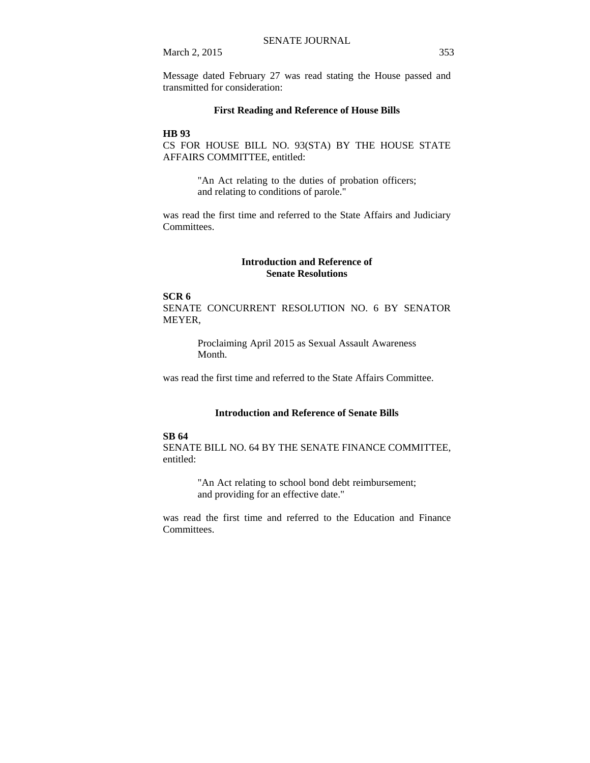Message dated February 27 was read stating the House passed and transmitted for consideration:

### First Reading and Reference of House Bills

**HB 93**
CS FOR HOUSE BILL NO. 93(STA) BY THE HOUSE STATE AFFAIRS COMMITTEE, entitled:

> "An Act relating to the duties of probation officers; and relating to conditions of parole."

was read the first time and referred to the State Affairs and Judiciary Committees.

### Introduction and Reference of Senate Resolutions

**SCR 6**
SENATE CONCURRENT RESOLUTION NO. 6 BY SENATOR MEYER,

> Proclaiming April 2015 as Sexual Assault Awareness Month.

was read the first time and referred to the State Affairs Committee.

### Introduction and Reference of Senate Bills

**SB 64**
SENATE BILL NO. 64 BY THE SENATE FINANCE COMMITTEE, entitled:

> "An Act relating to school bond debt reimbursement; and providing for an effective date."

was read the first time and referred to the Education and Finance Committees.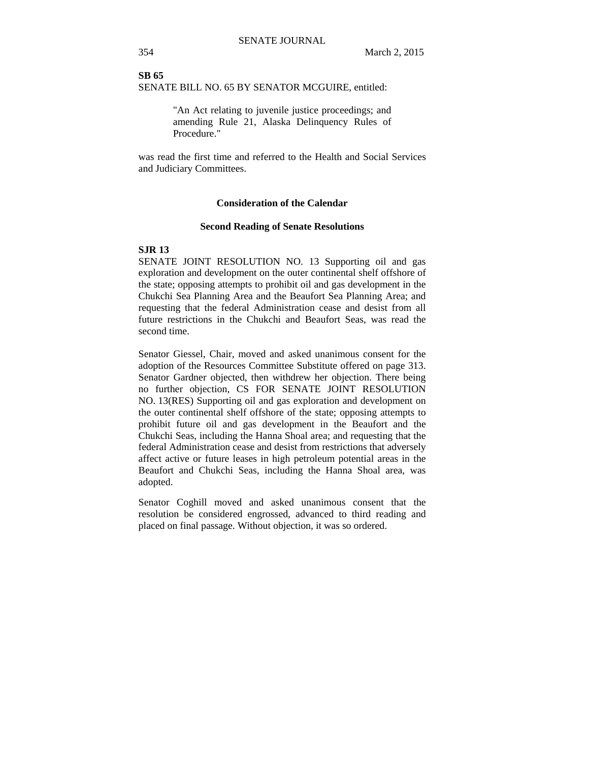**SB 65**

SENATE BILL NO. 65 BY SENATOR MCGUIRE, entitled:

> "An Act relating to juvenile justice proceedings; and amending Rule 21, Alaska Delinquency Rules of Procedure."

was read the first time and referred to the Health and Social Services and Judiciary Committees.

### Consideration of the Calendar

### Second Reading of Senate Resolutions

**SJR 13**

SENATE JOINT RESOLUTION NO. 13 Supporting oil and gas exploration and development on the outer continental shelf offshore of the state; opposing attempts to prohibit oil and gas development in the Chukchi Sea Planning Area and the Beaufort Sea Planning Area; and requesting that the federal Administration cease and desist from all future restrictions in the Chukchi and Beaufort Seas, was read the second time.

Senator Giessel, Chair, moved and asked unanimous consent for the adoption of the Resources Committee Substitute offered on page 313. Senator Gardner objected, then withdrew her objection. There being no further objection, CS FOR SENATE JOINT RESOLUTION NO. 13(RES) Supporting oil and gas exploration and development on the outer continental shelf offshore of the state; opposing attempts to prohibit future oil and gas development in the Beaufort and the Chukchi Seas, including the Hanna Shoal area; and requesting that the federal Administration cease and desist from restrictions that adversely affect active or future leases in high petroleum potential areas in the Beaufort and Chukchi Seas, including the Hanna Shoal area, was adopted.

Senator Coghill moved and asked unanimous consent that the resolution be considered engrossed, advanced to third reading and placed on final passage. Without objection, it was so ordered.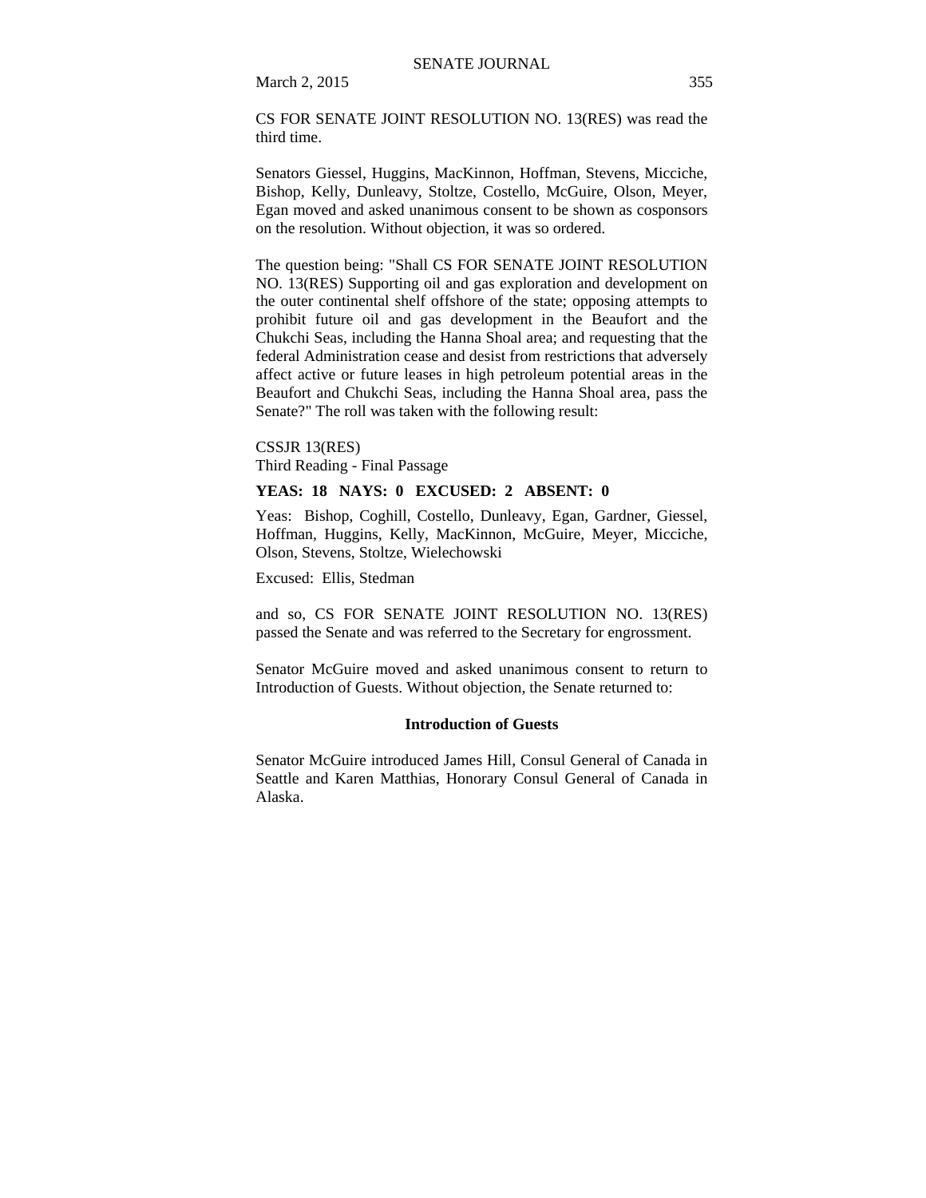CS FOR SENATE JOINT RESOLUTION NO. 13(RES) was read the third time.

Senators Giessel, Huggins, MacKinnon, Hoffman, Stevens, Micciche, Bishop, Kelly, Dunleavy, Stoltze, Costello, McGuire, Olson, Meyer, Egan moved and asked unanimous consent to be shown as cosponsors on the resolution. Without objection, it was so ordered.

The question being: "Shall CS FOR SENATE JOINT RESOLUTION NO. 13(RES) Supporting oil and gas exploration and development on the outer continental shelf offshore of the state; opposing attempts to prohibit future oil and gas development in the Beaufort and the Chukchi Seas, including the Hanna Shoal area; and requesting that the federal Administration cease and desist from restrictions that adversely affect active or future leases in high petroleum potential areas in the Beaufort and Chukchi Seas, including the Hanna Shoal area, pass the Senate?" The roll was taken with the following result:

CSSJR 13(RES)
Third Reading - Final Passage

**YEAS: 18 NAYS: 0 EXCUSED: 2 ABSENT: 0**

Yeas: Bishop, Coghill, Costello, Dunleavy, Egan, Gardner, Giessel, Hoffman, Huggins, Kelly, MacKinnon, McGuire, Meyer, Micciche, Olson, Stevens, Stoltze, Wielechowski

Excused: Ellis, Stedman

and so, CS FOR SENATE JOINT RESOLUTION NO. 13(RES) passed the Senate and was referred to the Secretary for engrossment.

Senator McGuire moved and asked unanimous consent to return to Introduction of Guests. Without objection, the Senate returned to:

**Introduction of Guests**

Senator McGuire introduced James Hill, Consul General of Canada in Seattle and Karen Matthias, Honorary Consul General of Canada in Alaska.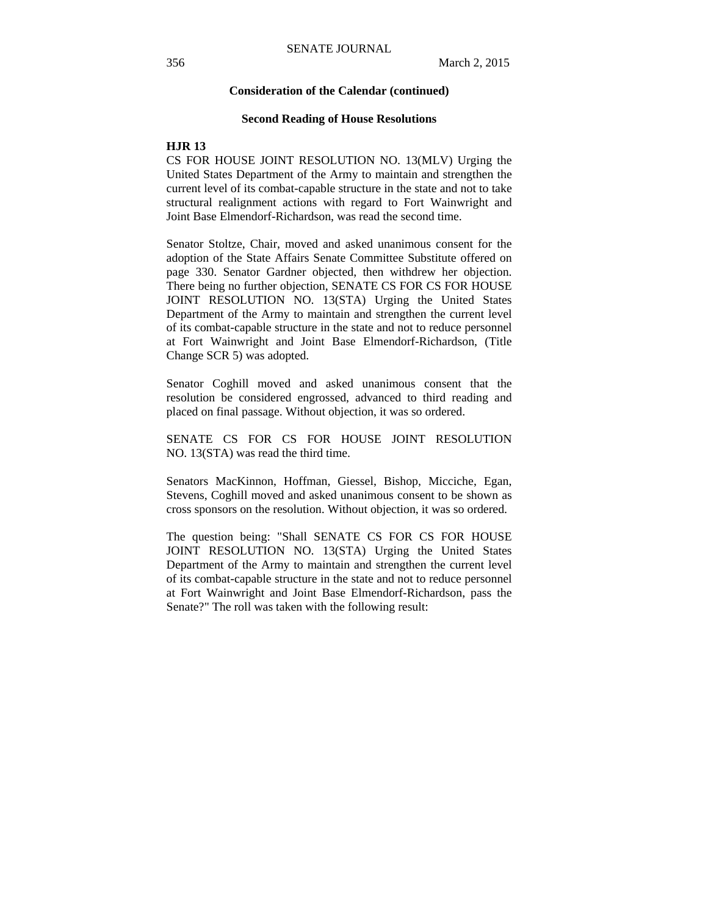### Consideration of the Calendar (continued)

### Second Reading of House Resolutions

**HJR 13**

CS FOR HOUSE JOINT RESOLUTION NO. 13(MLV) Urging the United States Department of the Army to maintain and strengthen the current level of its combat-capable structure in the state and not to take structural realignment actions with regard to Fort Wainwright and Joint Base Elmendorf-Richardson, was read the second time.

Senator Stoltze, Chair, moved and asked unanimous consent for the adoption of the State Affairs Senate Committee Substitute offered on page 330. Senator Gardner objected, then withdrew her objection. There being no further objection, SENATE CS FOR CS FOR HOUSE JOINT RESOLUTION NO. 13(STA) Urging the United States Department of the Army to maintain and strengthen the current level of its combat-capable structure in the state and not to reduce personnel at Fort Wainwright and Joint Base Elmendorf-Richardson, (Title Change SCR 5) was adopted.

Senator Coghill moved and asked unanimous consent that the resolution be considered engrossed, advanced to third reading and placed on final passage. Without objection, it was so ordered.

SENATE CS FOR CS FOR HOUSE JOINT RESOLUTION NO. 13(STA) was read the third time.

Senators MacKinnon, Hoffman, Giessel, Bishop, Micciche, Egan, Stevens, Coghill moved and asked unanimous consent to be shown as cross sponsors on the resolution. Without objection, it was so ordered.

The question being: "Shall SENATE CS FOR CS FOR HOUSE JOINT RESOLUTION NO. 13(STA) Urging the United States Department of the Army to maintain and strengthen the current level of its combat-capable structure in the state and not to reduce personnel at Fort Wainwright and Joint Base Elmendorf-Richardson, pass the Senate?" The roll was taken with the following result: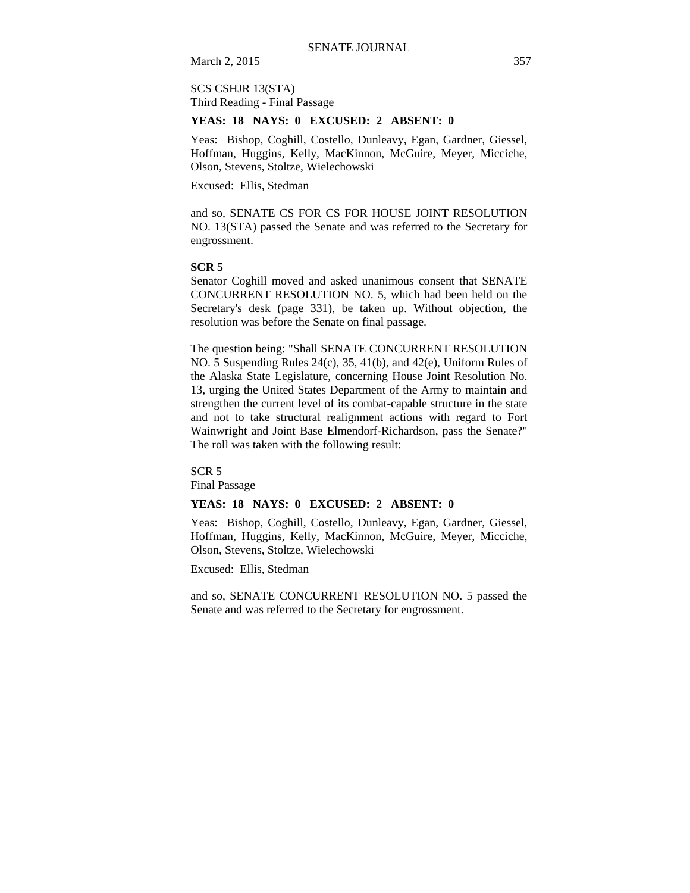SCS CSHJR 13(STA)
Third Reading - Final Passage

**YEAS: 18 NAYS: 0 EXCUSED: 2 ABSENT: 0**

Yeas: Bishop, Coghill, Costello, Dunleavy, Egan, Gardner, Giessel, Hoffman, Huggins, Kelly, MacKinnon, McGuire, Meyer, Micciche, Olson, Stevens, Stoltze, Wielechowski

Excused: Ellis, Stedman

and so, SENATE CS FOR CS FOR HOUSE JOINT RESOLUTION NO. 13(STA) passed the Senate and was referred to the Secretary for engrossment.

**SCR 5**

Senator Coghill moved and asked unanimous consent that SENATE CONCURRENT RESOLUTION NO. 5, which had been held on the Secretary's desk (page 331), be taken up. Without objection, the resolution was before the Senate on final passage.

The question being: "Shall SENATE CONCURRENT RESOLUTION NO. 5 Suspending Rules 24(c), 35, 41(b), and 42(e), Uniform Rules of the Alaska State Legislature, concerning House Joint Resolution No. 13, urging the United States Department of the Army to maintain and strengthen the current level of its combat-capable structure in the state and not to take structural realignment actions with regard to Fort Wainwright and Joint Base Elmendorf-Richardson, pass the Senate?" The roll was taken with the following result:

SCR 5
Final Passage

**YEAS: 18 NAYS: 0 EXCUSED: 2 ABSENT: 0**

Yeas: Bishop, Coghill, Costello, Dunleavy, Egan, Gardner, Giessel, Hoffman, Huggins, Kelly, MacKinnon, McGuire, Meyer, Micciche, Olson, Stevens, Stoltze, Wielechowski

Excused: Ellis, Stedman

and so, SENATE CONCURRENT RESOLUTION NO. 5 passed the Senate and was referred to the Secretary for engrossment.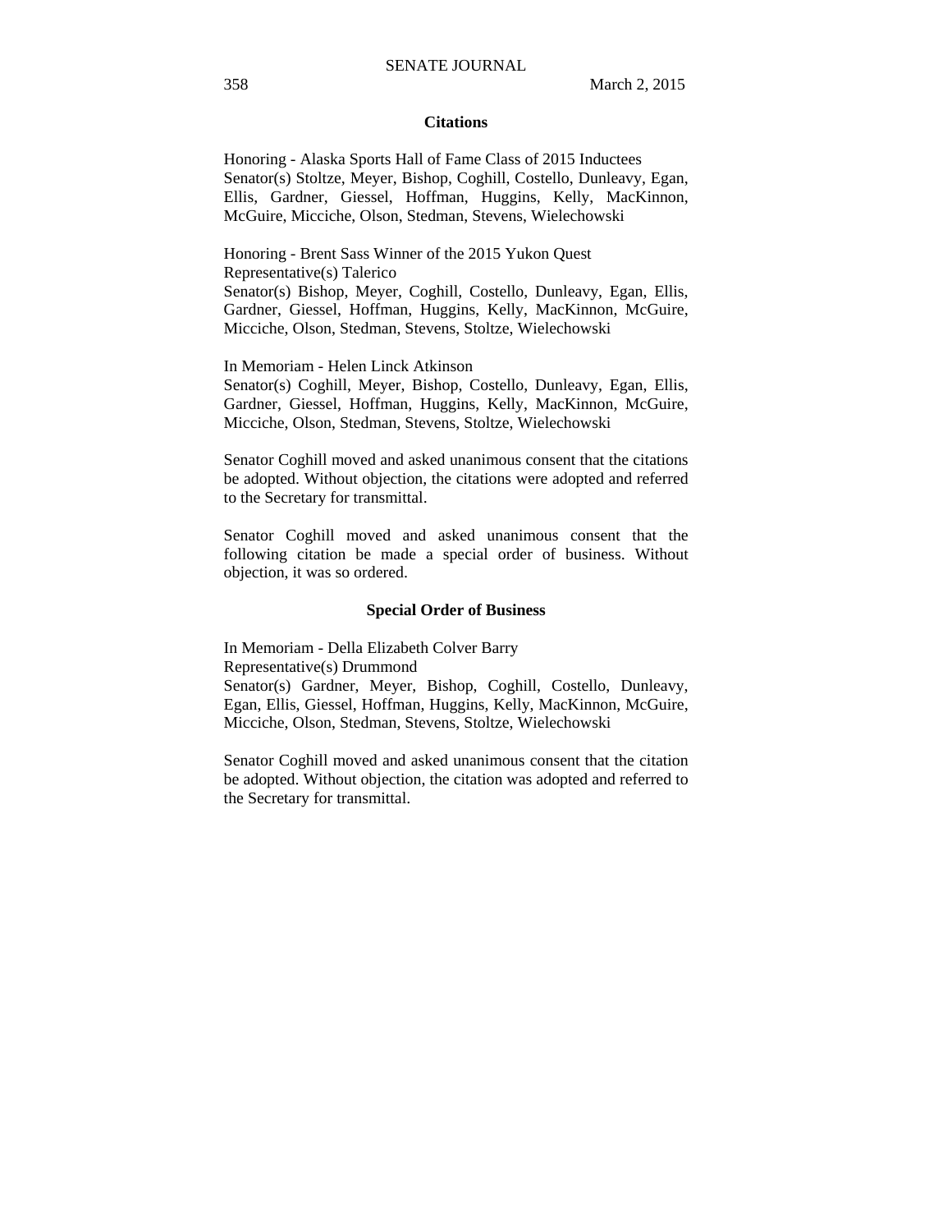### Citations

Honoring - Alaska Sports Hall of Fame Class of 2015 Inductees
Senator(s) Stoltze, Meyer, Bishop, Coghill, Costello, Dunleavy, Egan, Ellis, Gardner, Giessel, Hoffman, Huggins, Kelly, MacKinnon, McGuire, Micciche, Olson, Stedman, Stevens, Wielechowski

Honoring - Brent Sass Winner of the 2015 Yukon Quest
Representative(s) Talerico
Senator(s) Bishop, Meyer, Coghill, Costello, Dunleavy, Egan, Ellis, Gardner, Giessel, Hoffman, Huggins, Kelly, MacKinnon, McGuire, Micciche, Olson, Stedman, Stevens, Stoltze, Wielechowski

In Memoriam - Helen Linck Atkinson
Senator(s) Coghill, Meyer, Bishop, Costello, Dunleavy, Egan, Ellis, Gardner, Giessel, Hoffman, Huggins, Kelly, MacKinnon, McGuire, Micciche, Olson, Stedman, Stevens, Stoltze, Wielechowski

Senator Coghill moved and asked unanimous consent that the citations be adopted. Without objection, the citations were adopted and referred to the Secretary for transmittal.

Senator Coghill moved and asked unanimous consent that the following citation be made a special order of business. Without objection, it was so ordered.

### Special Order of Business

In Memoriam - Della Elizabeth Colver Barry
Representative(s) Drummond
Senator(s) Gardner, Meyer, Bishop, Coghill, Costello, Dunleavy, Egan, Ellis, Giessel, Hoffman, Huggins, Kelly, MacKinnon, McGuire, Micciche, Olson, Stedman, Stevens, Stoltze, Wielechowski

Senator Coghill moved and asked unanimous consent that the citation be adopted. Without objection, the citation was adopted and referred to the Secretary for transmittal.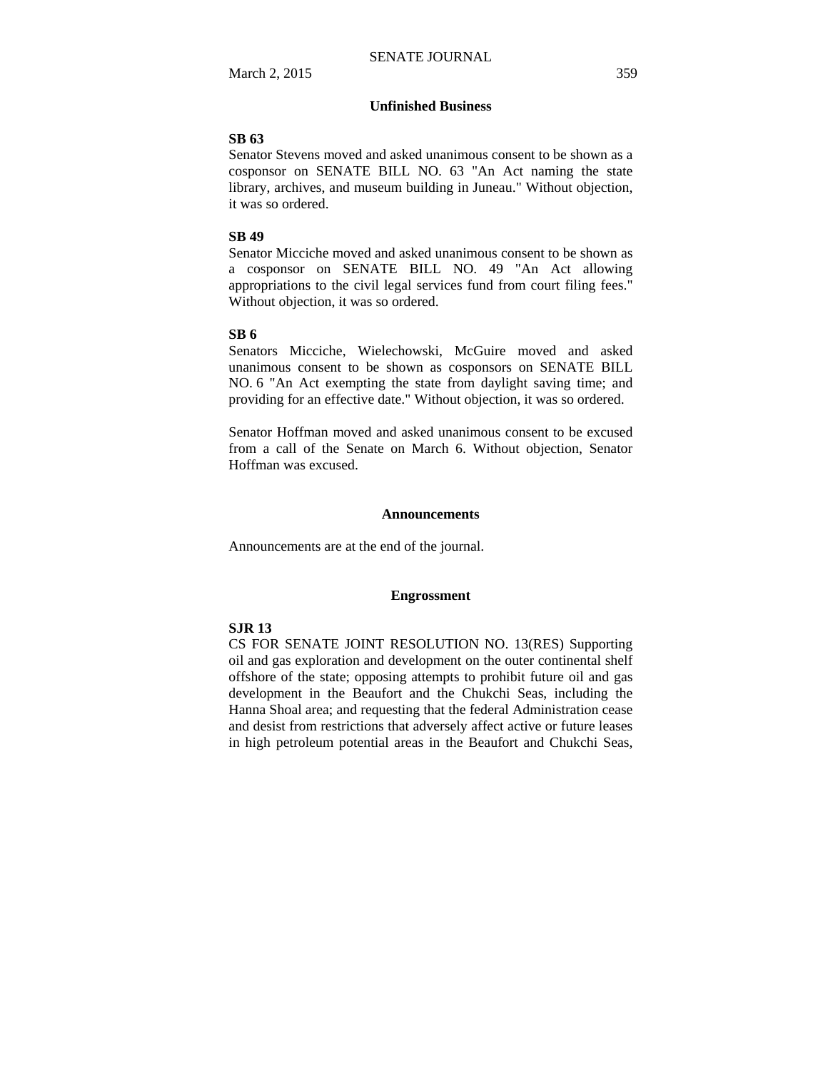## Unfinished Business

**SB 63**

Senator Stevens moved and asked unanimous consent to be shown as a cosponsor on SENATE BILL NO. 63 "An Act naming the state library, archives, and museum building in Juneau." Without objection, it was so ordered.

**SB 49**

Senator Micciche moved and asked unanimous consent to be shown as a cosponsor on SENATE BILL NO. 49 "An Act allowing appropriations to the civil legal services fund from court filing fees." Without objection, it was so ordered.

**SB 6**

Senators Micciche, Wielechowski, McGuire moved and asked unanimous consent to be shown as cosponsors on SENATE BILL NO. 6 "An Act exempting the state from daylight saving time; and providing for an effective date." Without objection, it was so ordered.

Senator Hoffman moved and asked unanimous consent to be excused from a call of the Senate on March 6. Without objection, Senator Hoffman was excused.

## Announcements

Announcements are at the end of the journal.

## Engrossment

**SJR 13**

CS FOR SENATE JOINT RESOLUTION NO. 13(RES) Supporting oil and gas exploration and development on the outer continental shelf offshore of the state; opposing attempts to prohibit future oil and gas development in the Beaufort and the Chukchi Seas, including the Hanna Shoal area; and requesting that the federal Administration cease and desist from restrictions that adversely affect active or future leases in high petroleum potential areas in the Beaufort and Chukchi Seas,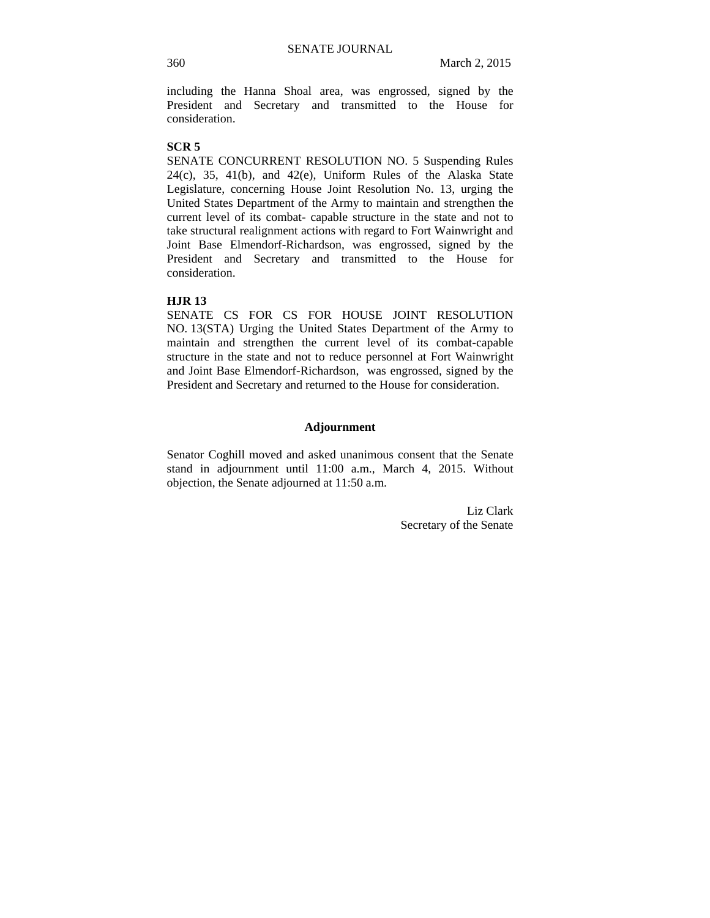including the Hanna Shoal area, was engrossed, signed by the President and Secretary and transmitted to the House for consideration.

**SCR 5**

SENATE CONCURRENT RESOLUTION NO. 5 Suspending Rules 24(c), 35, 41(b), and 42(e), Uniform Rules of the Alaska State Legislature, concerning House Joint Resolution No. 13, urging the United States Department of the Army to maintain and strengthen the current level of its combat- capable structure in the state and not to take structural realignment actions with regard to Fort Wainwright and Joint Base Elmendorf-Richardson, was engrossed, signed by the President and Secretary and transmitted to the House for consideration.

**HJR 13**

SENATE CS FOR CS FOR HOUSE JOINT RESOLUTION NO. 13(STA) Urging the United States Department of the Army to maintain and strengthen the current level of its combat-capable structure in the state and not to reduce personnel at Fort Wainwright and Joint Base Elmendorf-Richardson, was engrossed, signed by the President and Secretary and returned to the House for consideration.

## Adjournment

Senator Coghill moved and asked unanimous consent that the Senate stand in adjournment until 11:00 a.m., March 4, 2015. Without objection, the Senate adjourned at 11:50 a.m.

Liz Clark
Secretary of the Senate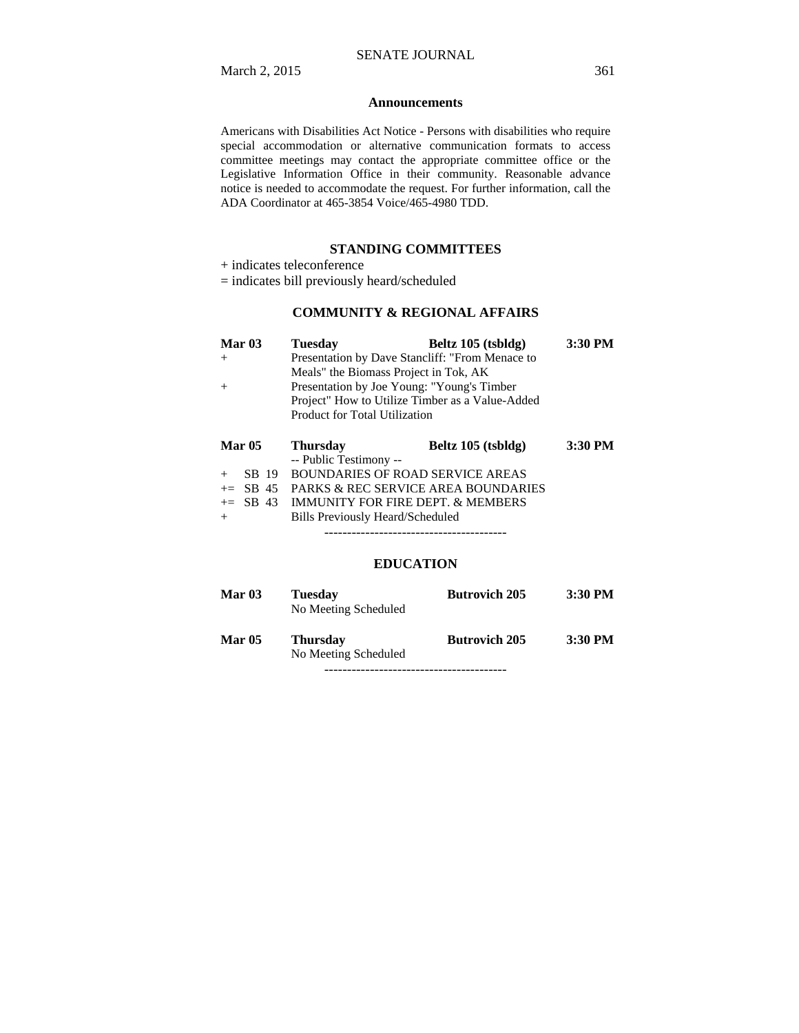## Announcements

Americans with Disabilities Act Notice - Persons with disabilities who require special accommodation or alternative communication formats to access committee meetings may contact the appropriate committee office or the Legislative Information Office in their community. Reasonable advance notice is needed to accommodate the request. For further information, call the ADA Coordinator at 465-3854 Voice/465-4980 TDD.

## STANDING COMMITTEES

+ indicates teleconference
= indicates bill previously heard/scheduled

### COMMUNITY & REGIONAL AFFAIRS

| | | | |
|---|---|---|---|
| **Mar 03** | **Tuesday** | **Beltz 105 (tsbldg)** | **3:30 PM** |
| + | Presentation by Dave Stancliff: "From Menace to Meals" the Biomass Project in Tok, AK | | |
| + | Presentation by Joe Young: "Young's Timber Project" How to Utilize Timber as a Value-Added Product for Total Utilization | | |

| | | | |
|---|---|---|---|
| **Mar 05** | **Thursday** | **Beltz 105 (tsbldg)** | **3:30 PM** |
| | -- Public Testimony -- | | |
| + SB 19 | BOUNDARIES OF ROAD SERVICE AREAS | | |
| += SB 45 | PARKS & REC SERVICE AREA BOUNDARIES | | |
| += SB 43 | IMMUNITY FOR FIRE DEPT. & MEMBERS | | |
| + | Bills Previously Heard/Scheduled | | |

----------------------------------------

### EDUCATION

| | | | |
|---|---|---|---|
| **Mar 03** | **Tuesday** | **Butrovich 205** | **3:30 PM** |
| | No Meeting Scheduled | | |
| **Mar 05** | **Thursday** | **Butrovich 205** | **3:30 PM** |
| | No Meeting Scheduled | | |

----------------------------------------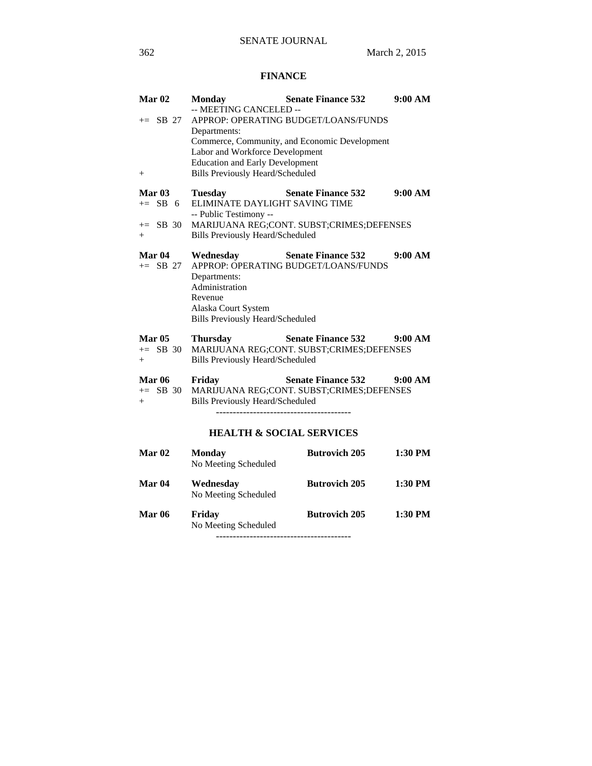## FINANCE

**Mar 02** **Monday** **Senate Finance 532** **9:00 AM**
-- MEETING CANCELED --
+= SB 27 APPROP: OPERATING BUDGET/LOANS/FUNDS
Departments:
Commerce, Community, and Economic Development
Labor and Workforce Development
Education and Early Development
+ Bills Previously Heard/Scheduled

**Mar 03** **Tuesday** **Senate Finance 532** **9:00 AM**
+= SB 6 ELIMINATE DAYLIGHT SAVING TIME
-- Public Testimony --
+= SB 30 MARIJUANA REG;CONT. SUBST;CRIMES;DEFENSES
+ Bills Previously Heard/Scheduled

**Mar 04** **Wednesday** **Senate Finance 532** **9:00 AM**
+= SB 27 APPROP: OPERATING BUDGET/LOANS/FUNDS
Departments:
Administration
Revenue
Alaska Court System
Bills Previously Heard/Scheduled

**Mar 05** **Thursday** **Senate Finance 532** **9:00 AM**
+= SB 30 MARIJUANA REG;CONT. SUBST;CRIMES;DEFENSES
+ Bills Previously Heard/Scheduled

**Mar 06** **Friday** **Senate Finance 532** **9:00 AM**
+= SB 30 MARIJUANA REG;CONT. SUBST;CRIMES;DEFENSES
+ Bills Previously Heard/Scheduled

----------------------------------------

## HEALTH & SOCIAL SERVICES

**Mar 02** **Monday** **Butrovich 205** **1:30 PM**
No Meeting Scheduled

**Mar 04** **Wednesday** **Butrovich 205** **1:30 PM**
No Meeting Scheduled

**Mar 06** **Friday** **Butrovich 205** **1:30 PM**
No Meeting Scheduled

----------------------------------------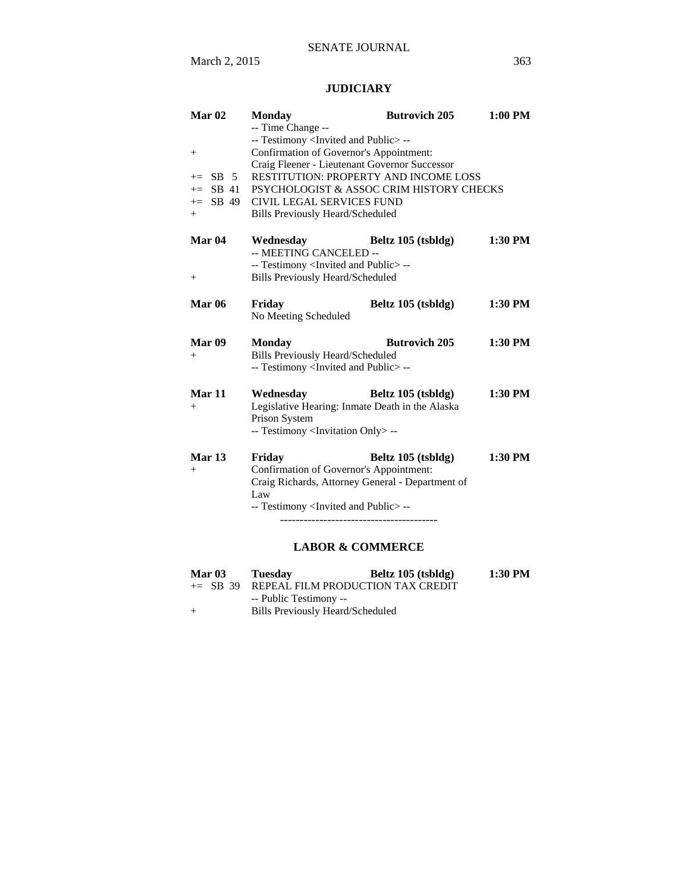## JUDICIARY

| | | | |
|---|---|---|---|
| **Mar 02** | **Monday** | **Butrovich 205** | **1:00 PM** |
| | -- Time Change -- | | |
| | -- Testimony <Invited and Public> -- | | |
| + | Confirmation of Governor's Appointment: | | |
| | Craig Fleener - Lieutenant Governor Successor | | |
| += SB 5 | RESTITUTION: PROPERTY AND INCOME LOSS | | |
| += SB 41 | PSYCHOLOGIST & ASSOC CRIM HISTORY CHECKS | | |
| += SB 49 | CIVIL LEGAL SERVICES FUND | | |
| + | Bills Previously Heard/Scheduled | | |
| **Mar 04** | **Wednesday** | **Beltz 105 (tsbldg)** | **1:30 PM** |
| | -- MEETING CANCELED -- | | |
| | -- Testimony <Invited and Public> -- | | |
| + | Bills Previously Heard/Scheduled | | |
| **Mar 06** | **Friday** | **Beltz 105 (tsbldg)** | **1:30 PM** |
| | No Meeting Scheduled | | |
| **Mar 09** | **Monday** | **Butrovich 205** | **1:30 PM** |
| + | Bills Previously Heard/Scheduled | | |
| | -- Testimony <Invited and Public> -- | | |
| **Mar 11** | **Wednesday** | **Beltz 105 (tsbldg)** | **1:30 PM** |
| + | Legislative Hearing: Inmate Death in the Alaska Prison System | | |
| | -- Testimony <Invitation Only> -- | | |
| **Mar 13** | **Friday** | **Beltz 105 (tsbldg)** | **1:30 PM** |
| + | Confirmation of Governor's Appointment: | | |
| | Craig Richards, Attorney General - Department of Law | | |
| | -- Testimony <Invited and Public> -- | | |

----------------------------------------

## LABOR & COMMERCE

| | | | |
|---|---|---|---|
| **Mar 03** | **Tuesday** | **Beltz 105 (tsbldg)** | **1:30 PM** |
| += SB 39 | REPEAL FILM PRODUCTION TAX CREDIT | | |
| | -- Public Testimony -- | | |
| + | Bills Previously Heard/Scheduled | | |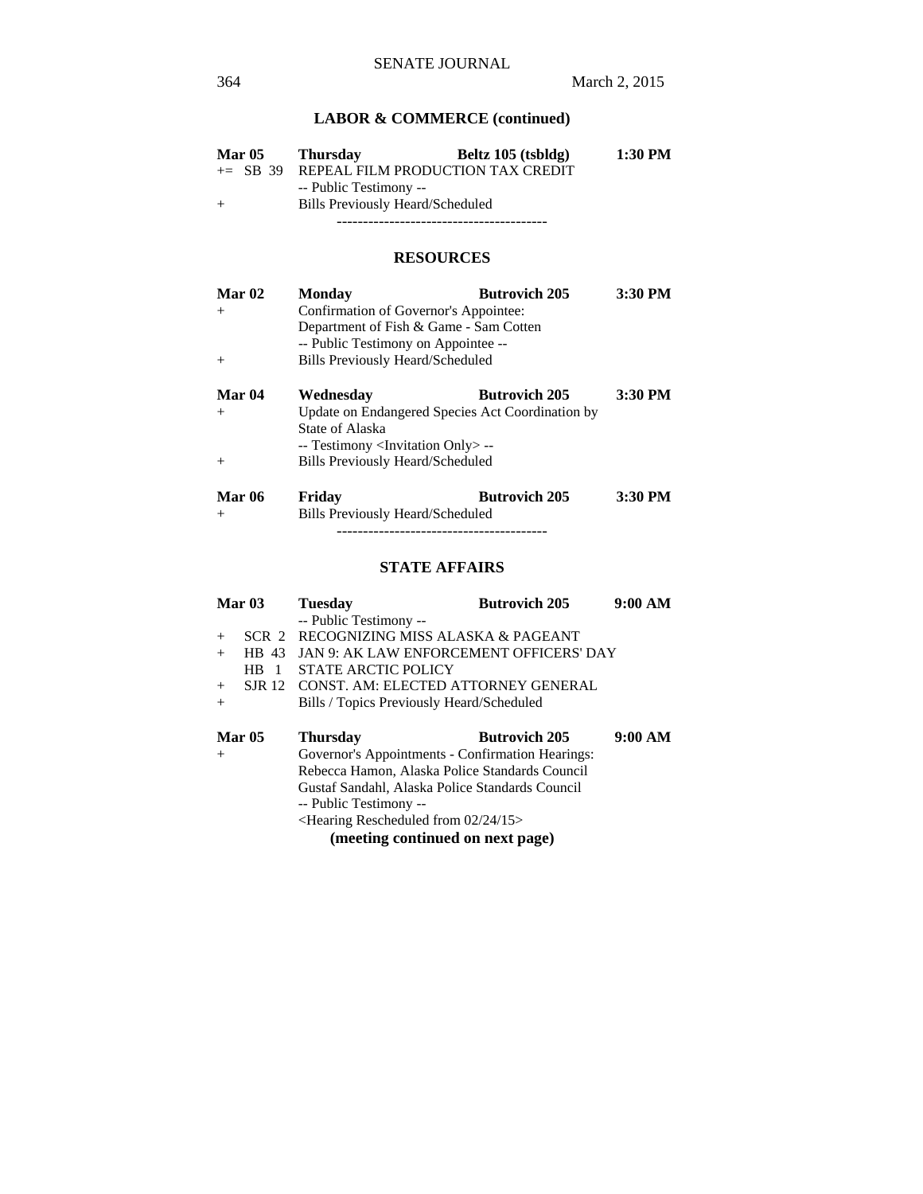## LABOR & COMMERCE (continued)

| | | | | |
|---|---|---|---|---|
| **Mar 05** | | **Thursday** | **Beltz 105 (tsbldg)** | **1:30 PM** |
| += | SB 39 | REPEAL FILM PRODUCTION TAX CREDIT | | |
| | | -- Public Testimony -- | | |
| + | | Bills Previously Heard/Scheduled | | |

----------------------------------------

## RESOURCES

| | | | |
|---|---|---|---|
| **Mar 02** | **Monday** | **Butrovich 205** | **3:30 PM** |
| + | Confirmation of Governor's Appointee: | | |
| | Department of Fish & Game - Sam Cotten | | |
| | -- Public Testimony on Appointee -- | | |
| + | Bills Previously Heard/Scheduled | | |
| **Mar 04** | **Wednesday** | **Butrovich 205** | **3:30 PM** |
| + | Update on Endangered Species Act Coordination by State of Alaska | | |
| | -- Testimony <Invitation Only> -- | | |
| + | Bills Previously Heard/Scheduled | | |
| **Mar 06** | **Friday** | **Butrovich 205** | **3:30 PM** |
| + | Bills Previously Heard/Scheduled | | |

----------------------------------------

## STATE AFFAIRS

| | | | | |
|---|---|---|---|---|
| **Mar 03** | | **Tuesday** | **Butrovich 205** | **9:00 AM** |
| | | -- Public Testimony -- | | |
| + | SCR 2 | RECOGNIZING MISS ALASKA & PAGEANT | | |
| + | HB 43 | JAN 9: AK LAW ENFORCEMENT OFFICERS' DAY | | |
| | HB 1 | STATE ARCTIC POLICY | | |
| + | SJR 12 | CONST. AM: ELECTED ATTORNEY GENERAL | | |
| + | | Bills / Topics Previously Heard/Scheduled | | |
| **Mar 05** | | **Thursday** | **Butrovich 205** | **9:00 AM** |
| + | | Governor's Appointments - Confirmation Hearings: | | |
| | | Rebecca Hamon, Alaska Police Standards Council | | |
| | | Gustaf Sandahl, Alaska Police Standards Council | | |
| | | -- Public Testimony -- | | |
| | | <Hearing Rescheduled from 02/24/15> | | |

**(meeting continued on next page)**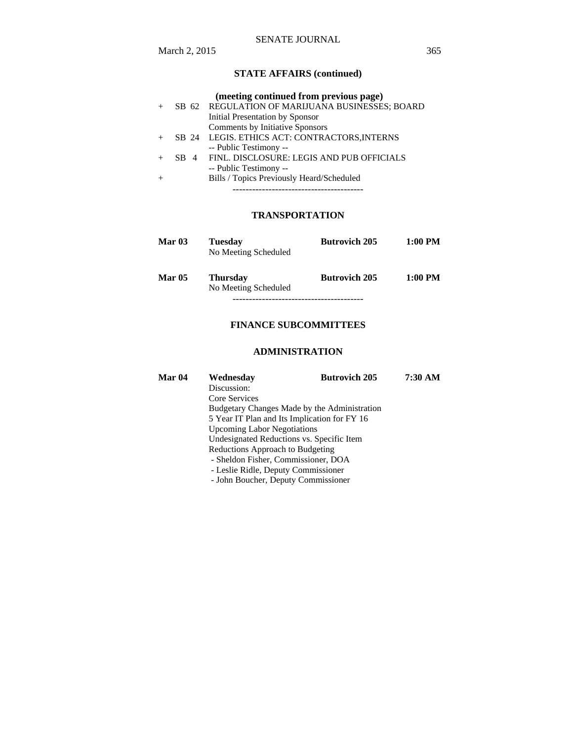## STATE AFFAIRS (continued)

**(meeting continued from previous page)**

| | | |
|---|---|---|
| + | SB 62 | REGULATION OF MARIJUANA BUSINESSES; BOARD |
| | | Initial Presentation by Sponsor |
| | | Comments by Initiative Sponsors |
| + | SB 24 | LEGIS. ETHICS ACT: CONTRACTORS,INTERNS |
| | | -- Public Testimony -- |
| + | SB 4 | FINL. DISCLOSURE: LEGIS AND PUB OFFICIALS |
| | | -- Public Testimony -- |
| + | | Bills / Topics Previously Heard/Scheduled |

----------------------------------------

## TRANSPORTATION

| | | | |
|---|---|---|---|
| **Mar 03** | **Tuesday** | **Butrovich 205** | **1:00 PM** |
| | No Meeting Scheduled | | |
| **Mar 05** | **Thursday** | **Butrovich 205** | **1:00 PM** |
| | No Meeting Scheduled | | |

----------------------------------------

## FINANCE SUBCOMMITTEES

## ADMINISTRATION

| | | | |
|---|---|---|---|
| **Mar 04** | **Wednesday** | **Butrovich 205** | **7:30 AM** |

Discussion:
Core Services
Budgetary Changes Made by the Administration
5 Year IT Plan and Its Implication for FY 16
Upcoming Labor Negotiations
Undesignated Reductions vs. Specific Item
Reductions Approach to Budgeting
- Sheldon Fisher, Commissioner, DOA
- Leslie Ridle, Deputy Commissioner
- John Boucher, Deputy Commissioner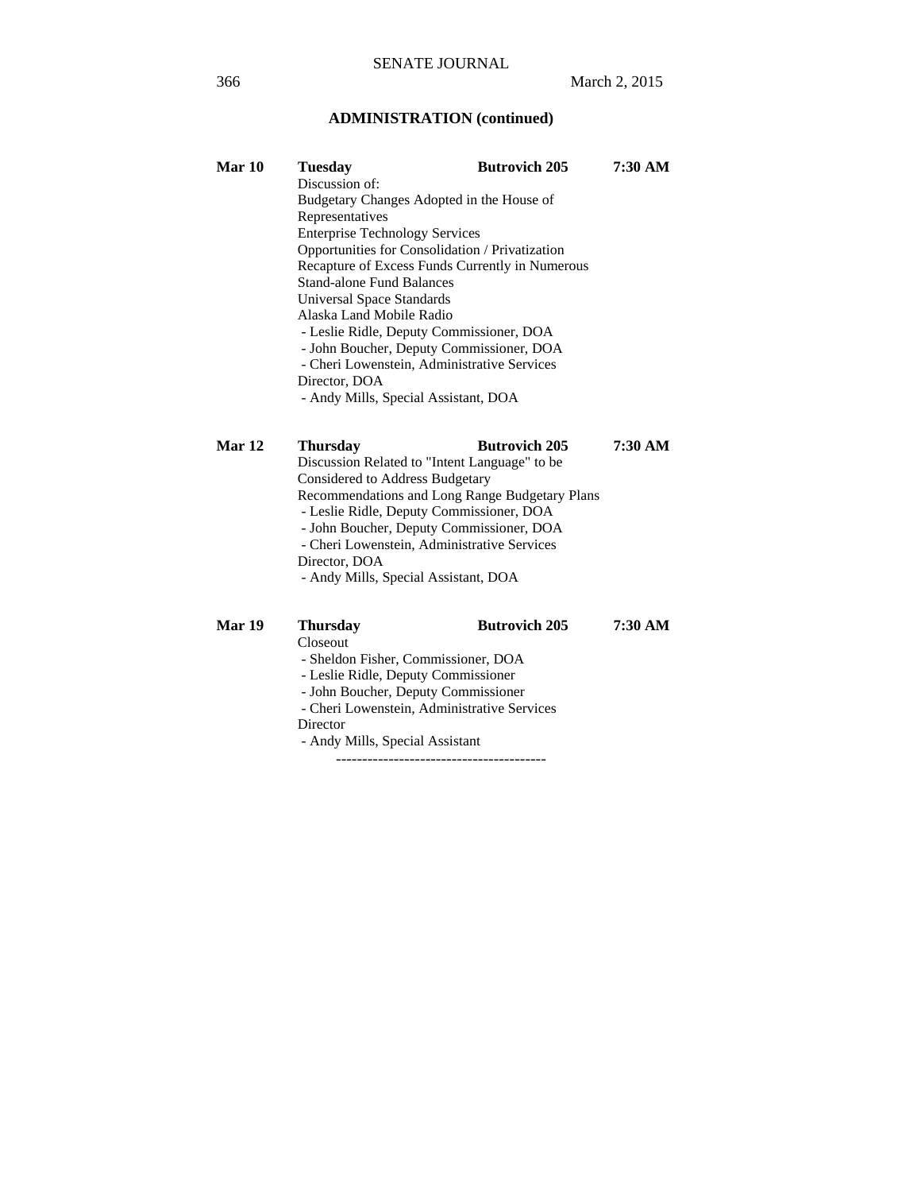## ADMINISTRATION (continued)

**Mar 10** **Tuesday** **Butrovich 205** **7:30 AM**

Discussion of:
Budgetary Changes Adopted in the House of Representatives
Enterprise Technology Services
Opportunities for Consolidation / Privatization
Recapture of Excess Funds Currently in Numerous Stand-alone Fund Balances
Universal Space Standards
Alaska Land Mobile Radio
- Leslie Ridle, Deputy Commissioner, DOA
- John Boucher, Deputy Commissioner, DOA
- Cheri Lowenstein, Administrative Services Director, DOA
- Andy Mills, Special Assistant, DOA

**Mar 12** **Thursday** **Butrovich 205** **7:30 AM**

Discussion Related to "Intent Language" to be Considered to Address Budgetary Recommendations and Long Range Budgetary Plans
- Leslie Ridle, Deputy Commissioner, DOA
- John Boucher, Deputy Commissioner, DOA
- Cheri Lowenstein, Administrative Services Director, DOA
- Andy Mills, Special Assistant, DOA

**Mar 19** **Thursday** **Butrovich 205** **7:30 AM**

Closeout
- Sheldon Fisher, Commissioner, DOA
- Leslie Ridle, Deputy Commissioner
- John Boucher, Deputy Commissioner
- Cheri Lowenstein, Administrative Services Director
- Andy Mills, Special Assistant

----------------------------------------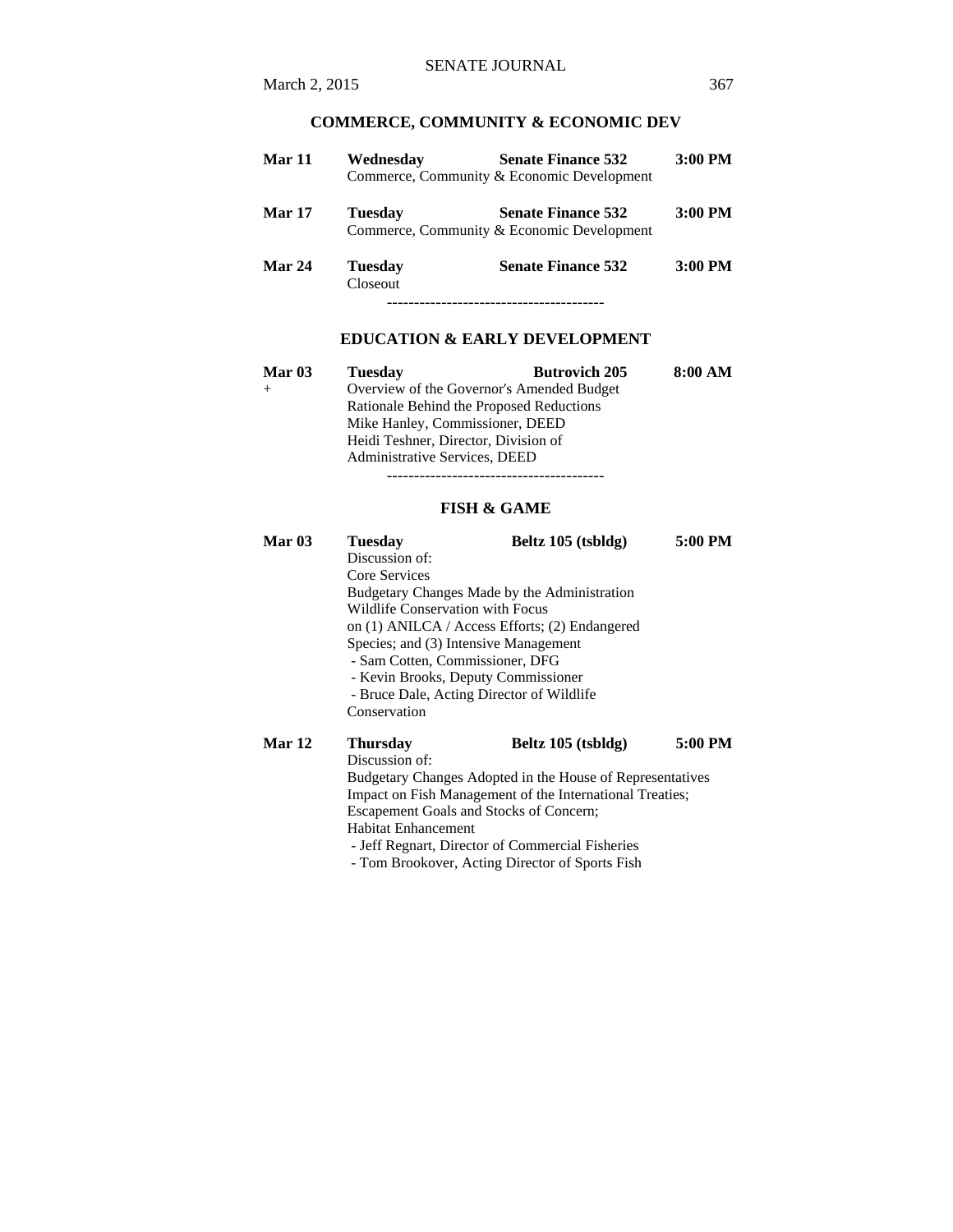## COMMERCE, COMMUNITY & ECONOMIC DEV

**Mar 11** **Wednesday** **Senate Finance 532** **3:00 PM**
Commerce, Community & Economic Development

**Mar 17** **Tuesday** **Senate Finance 532** **3:00 PM**
Commerce, Community & Economic Development

**Mar 24** **Tuesday** **Senate Finance 532** **3:00 PM**
Closeout

----------------------------------------

## EDUCATION & EARLY DEVELOPMENT

**Mar 03** **Tuesday** **Butrovich 205** **8:00 AM**
\+ Overview of the Governor's Amended Budget
Rationale Behind the Proposed Reductions
Mike Hanley, Commissioner, DEED
Heidi Teshner, Director, Division of
Administrative Services, DEED

----------------------------------------

## FISH & GAME

**Mar 03** **Tuesday** **Beltz 105 (tsbldg)** **5:00 PM**
Discussion of:
Core Services
Budgetary Changes Made by the Administration
Wildlife Conservation with Focus
on (1) ANILCA / Access Efforts; (2) Endangered
Species; and (3) Intensive Management
 - Sam Cotten, Commissioner, DFG
 - Kevin Brooks, Deputy Commissioner
 - Bruce Dale, Acting Director of Wildlife
Conservation

**Mar 12** **Thursday** **Beltz 105 (tsbldg)** **5:00 PM**
Discussion of:
Budgetary Changes Adopted in the House of Representatives
Impact on Fish Management of the International Treaties;
Escapement Goals and Stocks of Concern;
Habitat Enhancement
 - Jeff Regnart, Director of Commercial Fisheries
 - Tom Brookover, Acting Director of Sports Fish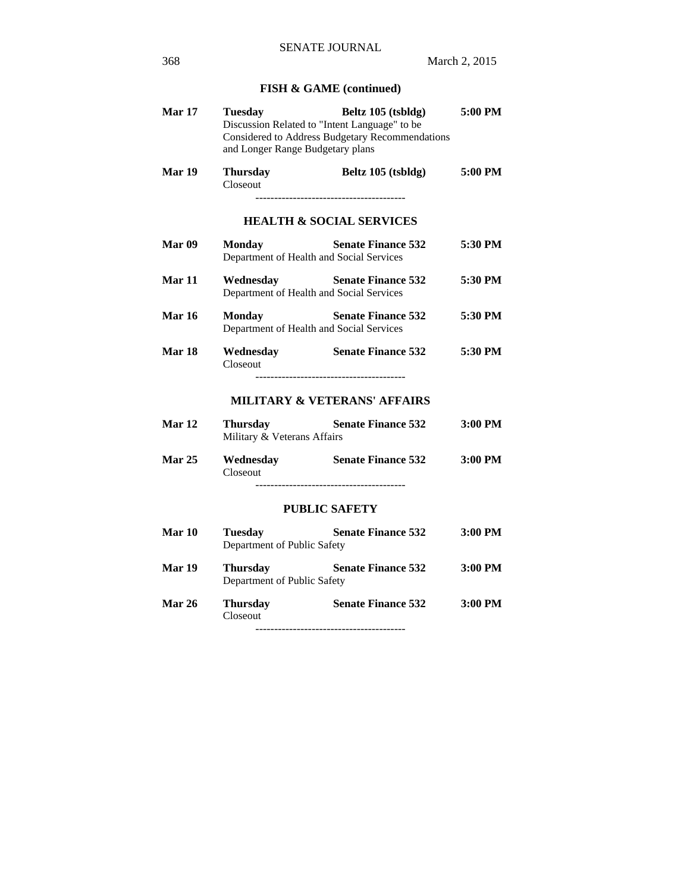## FISH & GAME (continued)

**Mar 17** **Tuesday** **Beltz 105 (tsbldg)** **5:00 PM**
Discussion Related to "Intent Language" to be Considered to Address Budgetary Recommendations and Longer Range Budgetary plans

**Mar 19** **Thursday** **Beltz 105 (tsbldg)** **5:00 PM**
Closeout

----------------------------------------

## HEALTH & SOCIAL SERVICES

**Mar 09** **Monday** **Senate Finance 532** **5:30 PM**
Department of Health and Social Services

**Mar 11** **Wednesday** **Senate Finance 532** **5:30 PM**
Department of Health and Social Services

**Mar 16** **Monday** **Senate Finance 532** **5:30 PM**
Department of Health and Social Services

**Mar 18** **Wednesday** **Senate Finance 532** **5:30 PM**
Closeout

----------------------------------------

## MILITARY & VETERANS' AFFAIRS

**Mar 12** **Thursday** **Senate Finance 532** **3:00 PM**
Military & Veterans Affairs

**Mar 25** **Wednesday** **Senate Finance 532** **3:00 PM**
Closeout

----------------------------------------

## PUBLIC SAFETY

**Mar 10** **Tuesday** **Senate Finance 532** **3:00 PM**
Department of Public Safety

**Mar 19** **Thursday** **Senate Finance 532** **3:00 PM**
Department of Public Safety

**Mar 26** **Thursday** **Senate Finance 532** **3:00 PM**
Closeout

----------------------------------------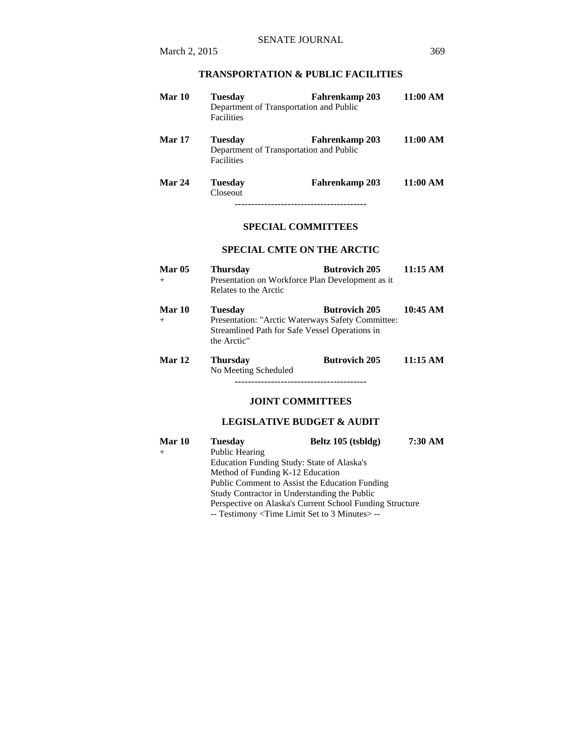### TRANSPORTATION & PUBLIC FACILITIES

| | | | |
|---|---|---|---|
| **Mar 10** | **Tuesday** | **Fahrenkamp 203** | **11:00 AM** |
| | Department of Transportation and Public Facilities | | |
| **Mar 17** | **Tuesday** | **Fahrenkamp 203** | **11:00 AM** |
| | Department of Transportation and Public Facilities | | |
| **Mar 24** | **Tuesday** | **Fahrenkamp 203** | **11:00 AM** |
| | Closeout | | |

----------------------------------------

### SPECIAL COMMITTEES

### SPECIAL CMTE ON THE ARCTIC

| | | | |
|---|---|---|---|
| **Mar 05** + | **Thursday** | **Butrovich 205** | **11:15 AM** |
| | Presentation on Workforce Plan Development as it Relates to the Arctic | | |
| **Mar 10** + | **Tuesday** | **Butrovich 205** | **10:45 AM** |
| | Presentation: "Arctic Waterways Safety Committee: Streamlined Path for Safe Vessel Operations in the Arctic" | | |
| **Mar 12** | **Thursday** | **Butrovich 205** | **11:15 AM** |
| | No Meeting Scheduled | | |

----------------------------------------

### JOINT COMMITTEES

### LEGISLATIVE BUDGET & AUDIT

| | | | |
|---|---|---|---|
| **Mar 10** + | **Tuesday** | **Beltz 105 (tsbldg)** | **7:30 AM** |
| | Public Hearing<br>Education Funding Study: State of Alaska's Method of Funding K-12 Education<br>Public Comment to Assist the Education Funding Study Contractor in Understanding the Public Perspective on Alaska's Current School Funding Structure<br>-- Testimony <Time Limit Set to 3 Minutes> -- | | |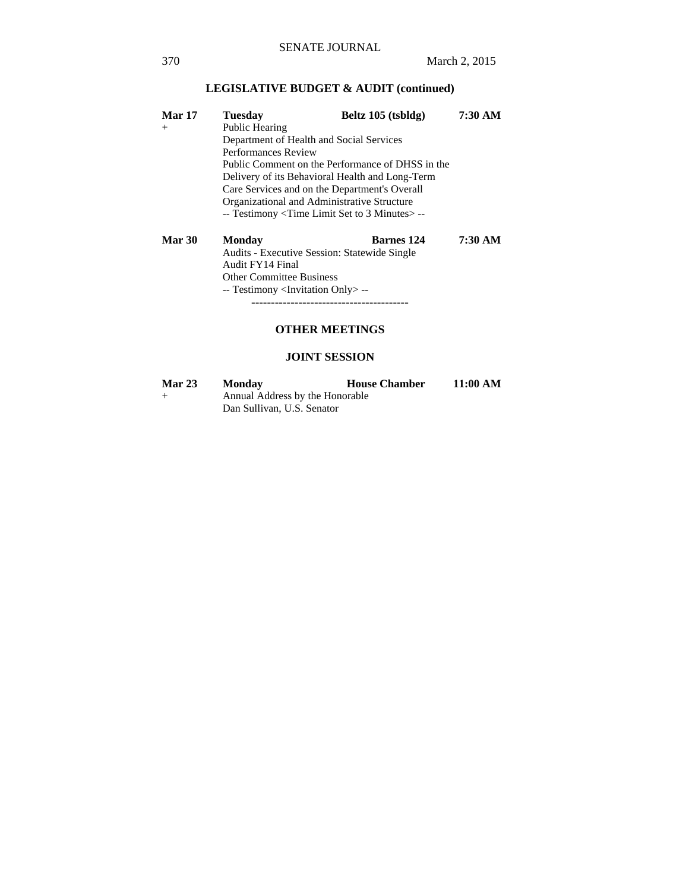## LEGISLATIVE BUDGET & AUDIT (continued)

**Mar 17** **Tuesday** **Beltz 105 (tsbldg)** **7:30 AM**

\+ Public Hearing
Department of Health and Social Services
Performances Review
Public Comment on the Performance of DHSS in the Delivery of its Behavioral Health and Long-Term Care Services and on the Department's Overall Organizational and Administrative Structure
-- Testimony <Time Limit Set to 3 Minutes> --

**Mar 30** **Monday** **Barnes 124** **7:30 AM**

Audits - Executive Session: Statewide Single Audit FY14 Final
Other Committee Business
-- Testimony <Invitation Only> --

----------------------------------------

## OTHER MEETINGS

### JOINT SESSION

**Mar 23** **Monday** **House Chamber** **11:00 AM**

\+ Annual Address by the Honorable
Dan Sullivan, U.S. Senator